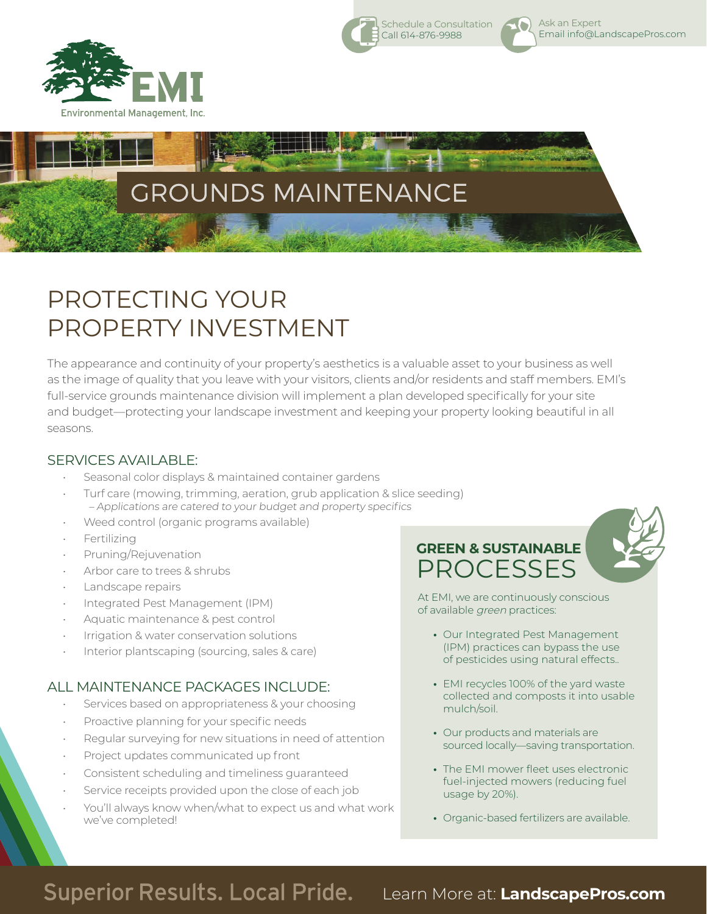Schedule a Consultation
Call 614-876-9988

Ask an Expert
Email info@LandscapePros.com

EMI
Environmental Management, Inc.

# GROUNDS MAINTENANCE

## PROTECTING YOUR PROPERTY INVESTMENT

The appearance and continuity of your property's aesthetics is a valuable asset to your business as well as the image of quality that you leave with your visitors, clients and/or residents and staff members. EMI's full-service grounds maintenance division will implement a plan developed specifically for your site and budget—protecting your landscape investment and keeping your property looking beautiful in all seasons.

### SERVICES AVAILABLE:

- Seasonal color displays & maintained container gardens
- Turf care (mowing, trimming, aeration, grub application & slice seeding)
  *– Applications are catered to your budget and property specifics*
- Weed control (organic programs available)
- Fertilizing
- Pruning/Rejuvenation
- Arbor care to trees & shrubs
- Landscape repairs
- Integrated Pest Management (IPM)
- Aquatic maintenance & pest control
- Irrigation & water conservation solutions
- Interior plantscaping (sourcing, sales & care)

### ALL MAINTENANCE PACKAGES INCLUDE:

- Services based on appropriateness & your choosing
- Proactive planning for your specific needs
- Regular surveying for new situations in need of attention
- Project updates communicated up front
- Consistent scheduling and timeliness guaranteed
- Service receipts provided upon the close of each job
- You'll always know when/what to expect us and what work we've completed!

### GREEN & SUSTAINABLE PROCESSES

At EMI, we are continuously conscious of available *green* practices:

- Our Integrated Pest Management (IPM) practices can bypass the use of pesticides using natural effects..
- EMI recycles 100% of the yard waste collected and composts it into usable mulch/soil.
- Our products and materials are sourced locally—saving transportation.
- The EMI mower fleet uses electronic fuel-injected mowers (reducing fuel usage by 20%).
- Organic-based fertilizers are available.

Superior Results. Local Pride. Learn More at: **LandscapePros.com**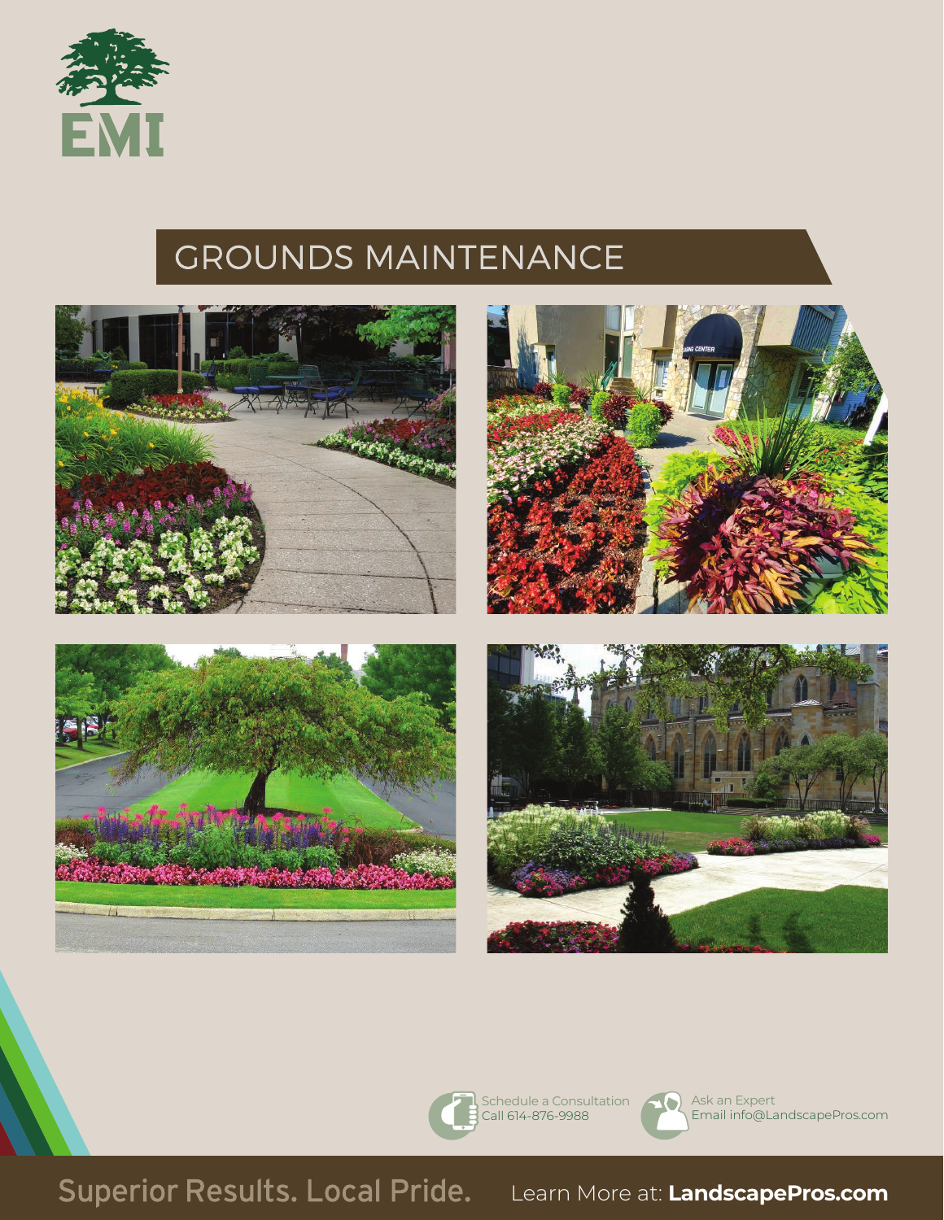EMI

# GROUNDS MAINTENANCE

Schedule a Consultation
Call 614-876-9988

Ask an Expert
Email info@LandscapePros.com

Superior Results. Local Pride.

Learn More at: **LandscapePros.com**